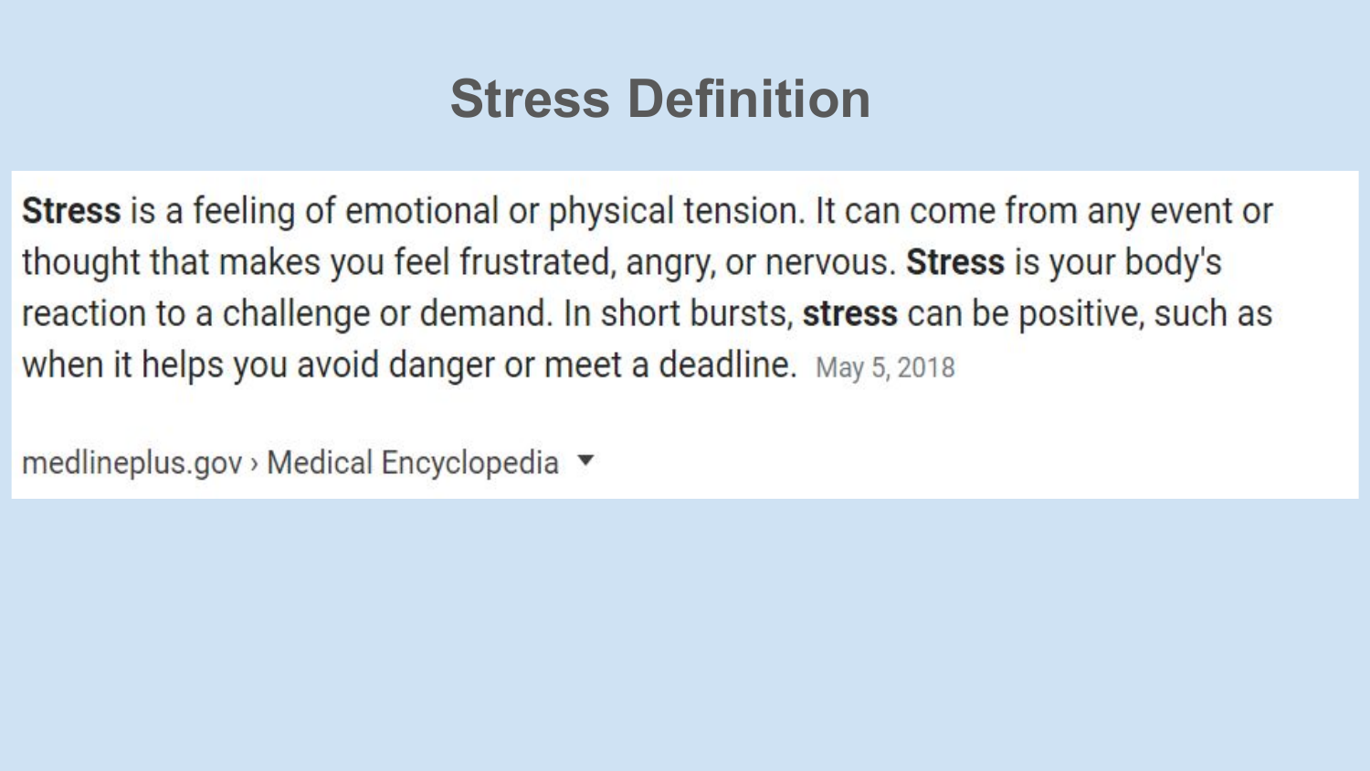# Stress Definition

**Stress** is a feeling of emotional or physical tension. It can come from any event or thought that makes you feel frustrated, angry, or nervous. **Stress** is your body's reaction to a challenge or demand. In short bursts, **stress** can be positive, such as when it helps you avoid danger or meet a deadline. May 5, 2018

medlineplus.gov › Medical Encyclopedia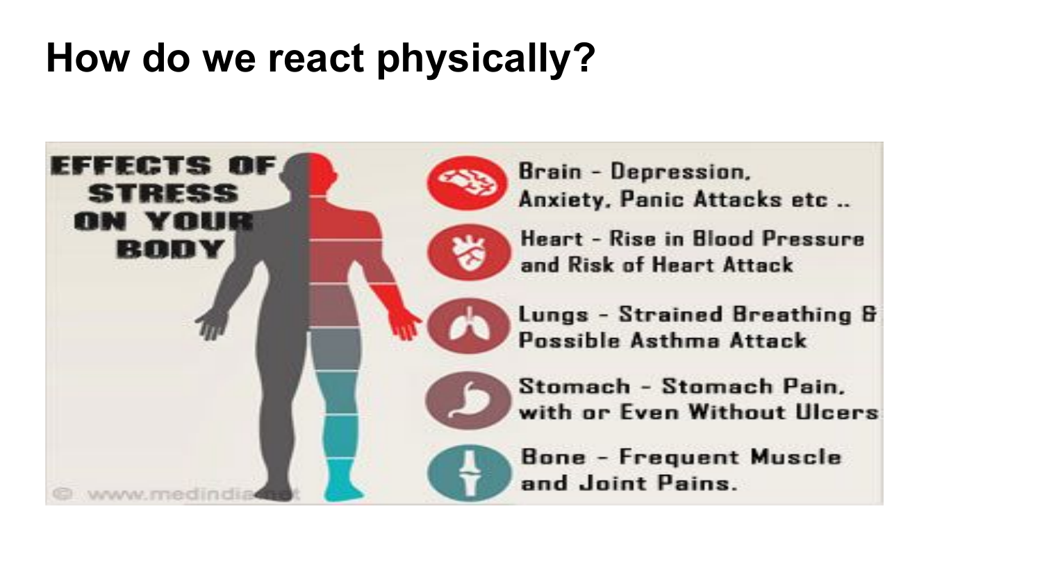# How do we react physically?

EFFECTS OF STRESS ON YOUR BODY

- Brain - Depression, Anxiety, Panic Attacks etc ..
- Heart - Rise in Blood Pressure and Risk of Heart Attack
- Lungs - Strained Breathing & Possible Asthma Attack
- Stomach - Stomach Pain, with or Even Without Ulcers
- Bone - Frequent Muscle and Joint Pains.

© www.medindia.net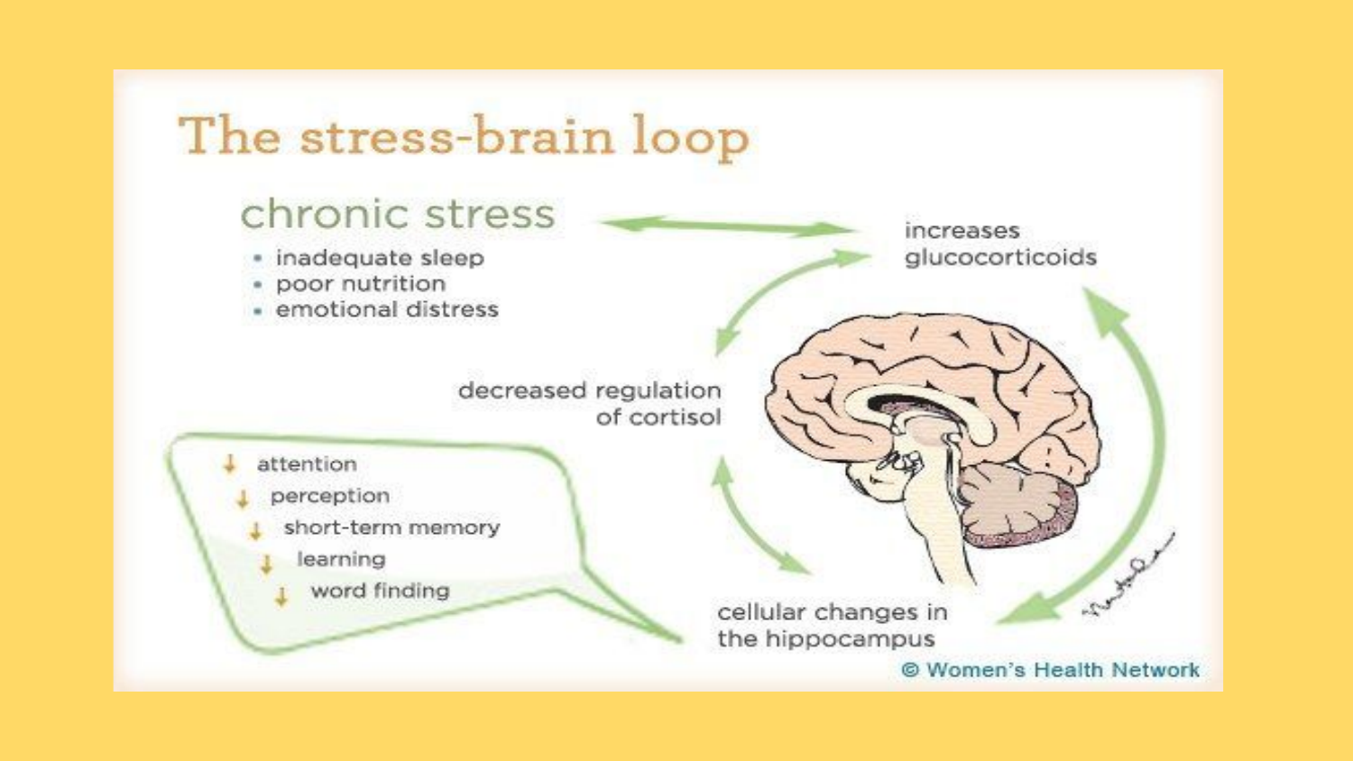# The stress-brain loop

## chronic stress

- inadequate sleep
- poor nutrition
- emotional distress

increases glucocorticoids

decreased regulation of cortisol

cellular changes in the hippocampus

- ↓ attention
- ↓ perception
- ↓ short-term memory
- ↓ learning
- ↓ word finding

© Women's Health Network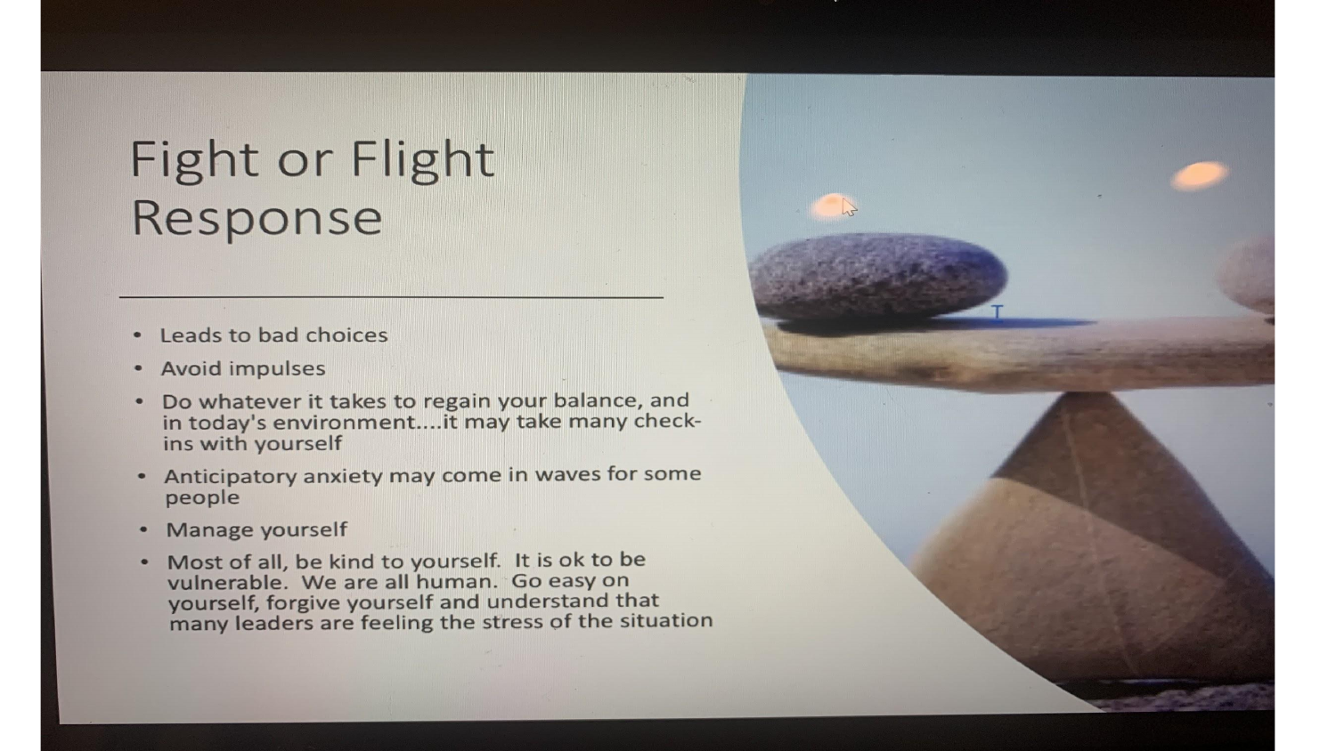# Fight or Flight Response

- Leads to bad choices
- Avoid impulses
- Do whatever it takes to regain your balance, and in today's environment....it may take many check-ins with yourself
- Anticipatory anxiety may come in waves for some people
- Manage yourself
- Most of all, be kind to yourself. It is ok to be vulnerable. We are all human. Go easy on yourself, forgive yourself and understand that many leaders are feeling the stress of the situation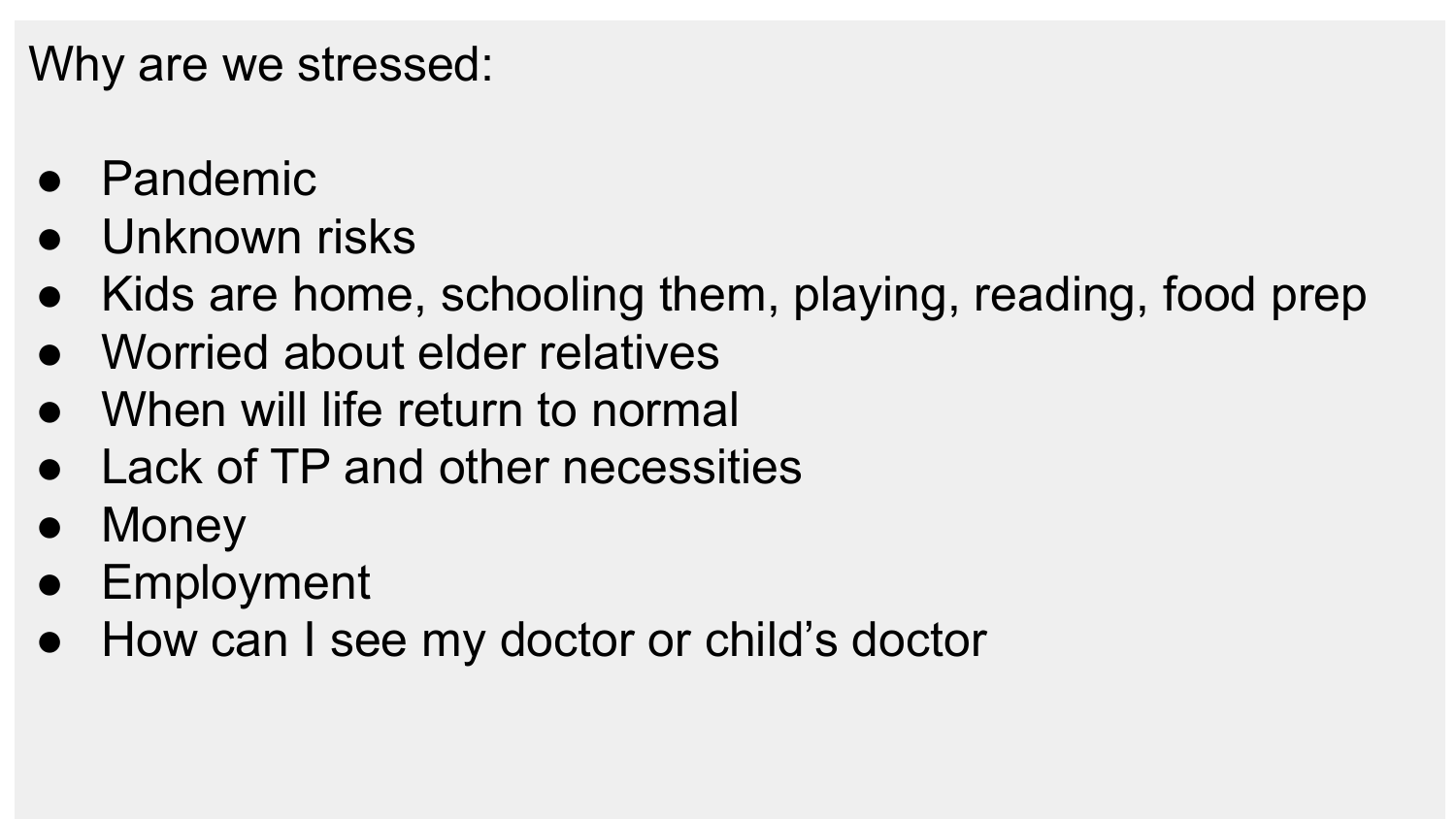Why are we stressed:

- Pandemic
- Unknown risks
- Kids are home, schooling them, playing, reading, food prep
- Worried about elder relatives
- When will life return to normal
- Lack of TP and other necessities
- Money
- Employment
- How can I see my doctor or child's doctor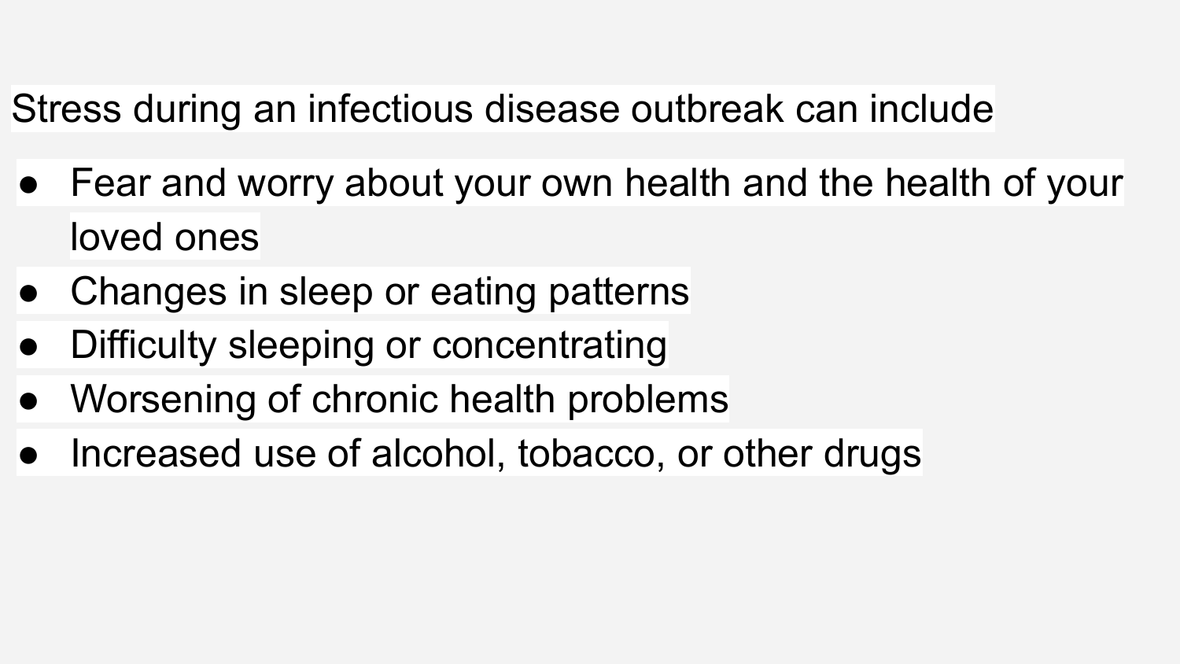Stress during an infectious disease outbreak can include

- Fear and worry about your own health and the health of your loved ones
- Changes in sleep or eating patterns
- Difficulty sleeping or concentrating
- Worsening of chronic health problems
- Increased use of alcohol, tobacco, or other drugs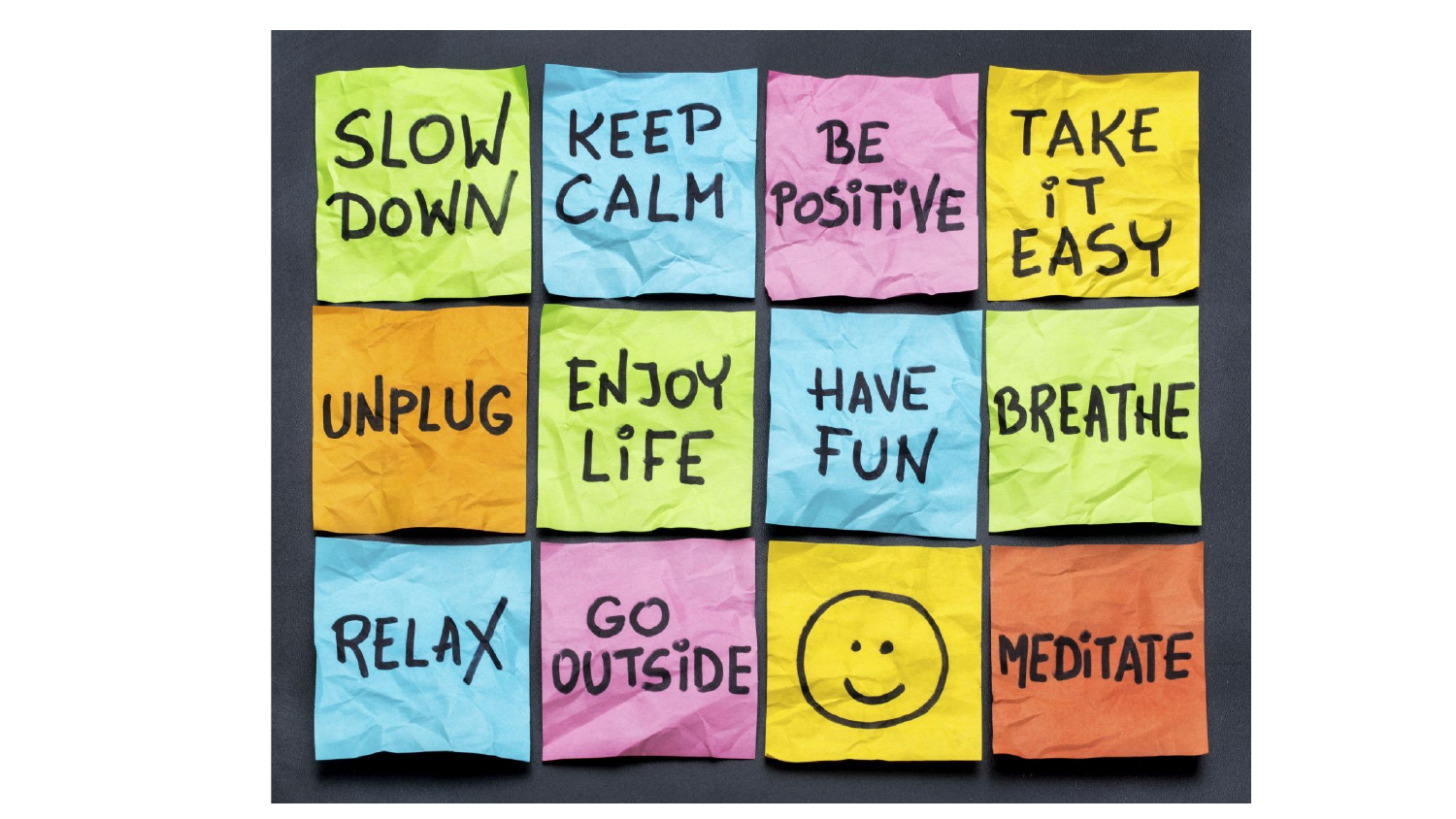SLOW DOWN

KEEP CALM

BE POSITIVE

TAKE IT EASY

UNPLUG

ENJOY LIFE

HAVE FUN

BREATHE

RELAX

GO OUTSIDE

☺

MEDITATE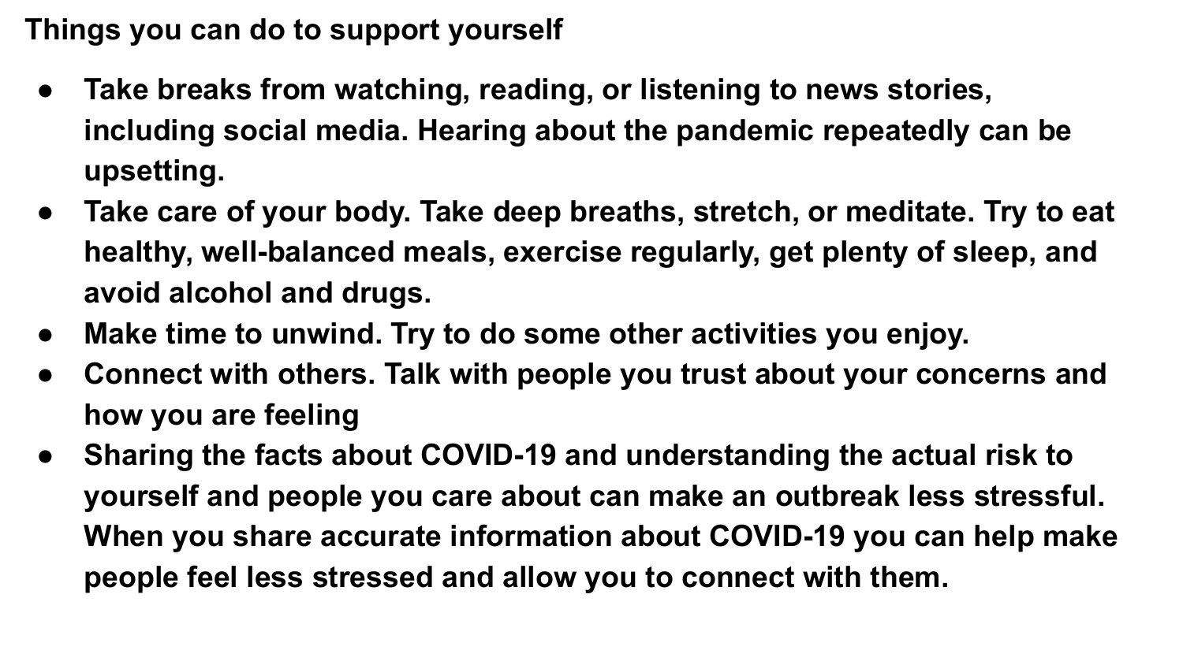**Things you can do to support yourself**

- **Take breaks from watching, reading, or listening to news stories, including social media. Hearing about the pandemic repeatedly can be upsetting.**
- **Take care of your body. Take deep breaths, stretch, or meditate. Try to eat healthy, well-balanced meals, exercise regularly, get plenty of sleep, and avoid alcohol and drugs.**
- **Make time to unwind. Try to do some other activities you enjoy.**
- **Connect with others. Talk with people you trust about your concerns and how you are feeling**
- **Sharing the facts about COVID-19 and understanding the actual risk to yourself and people you care about can make an outbreak less stressful. When you share accurate information about COVID-19 you can help make people feel less stressed and allow you to connect with them.**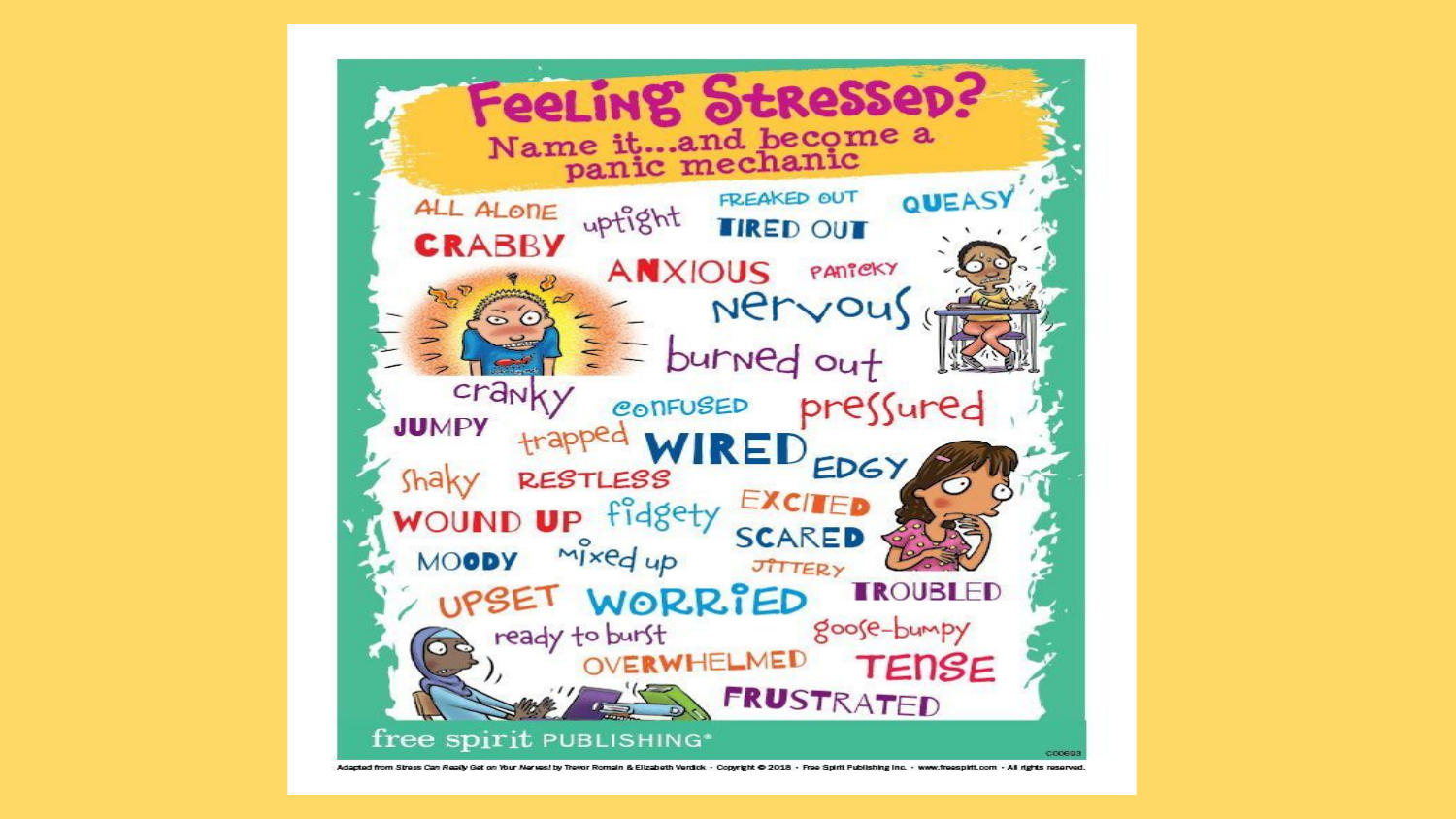# Feeling Stressed?

## Name it...and become a panic mechanic

ALL ALONE

uptight

FREAKED OUT

QUEASY

CRABBY

TIRED OUT

ANXIOUS

PANICKY

nervous

burned out

cranky

CONFUSED

pressured

JUMPY

trapped

WIRED

EDGY

shaky

RESTLESS

WOUND UP

fidgety

EXCITED

SCARED

MOODY

mixed up

JITTERY

UPSET

WORRIED

TROUBLED

ready to burst

goose-bumpy

OVERWHELMED

TENSE

FRUSTRATED

free spirit PUBLISHING®

C00693

Adapted from *Stress Can Really Get on Your Nerves!* by Trevor Romain & Elizabeth Verdick • Copyright © 2018 • Free Spirit Publishing Inc. • www.freespirit.com • All rights reserved.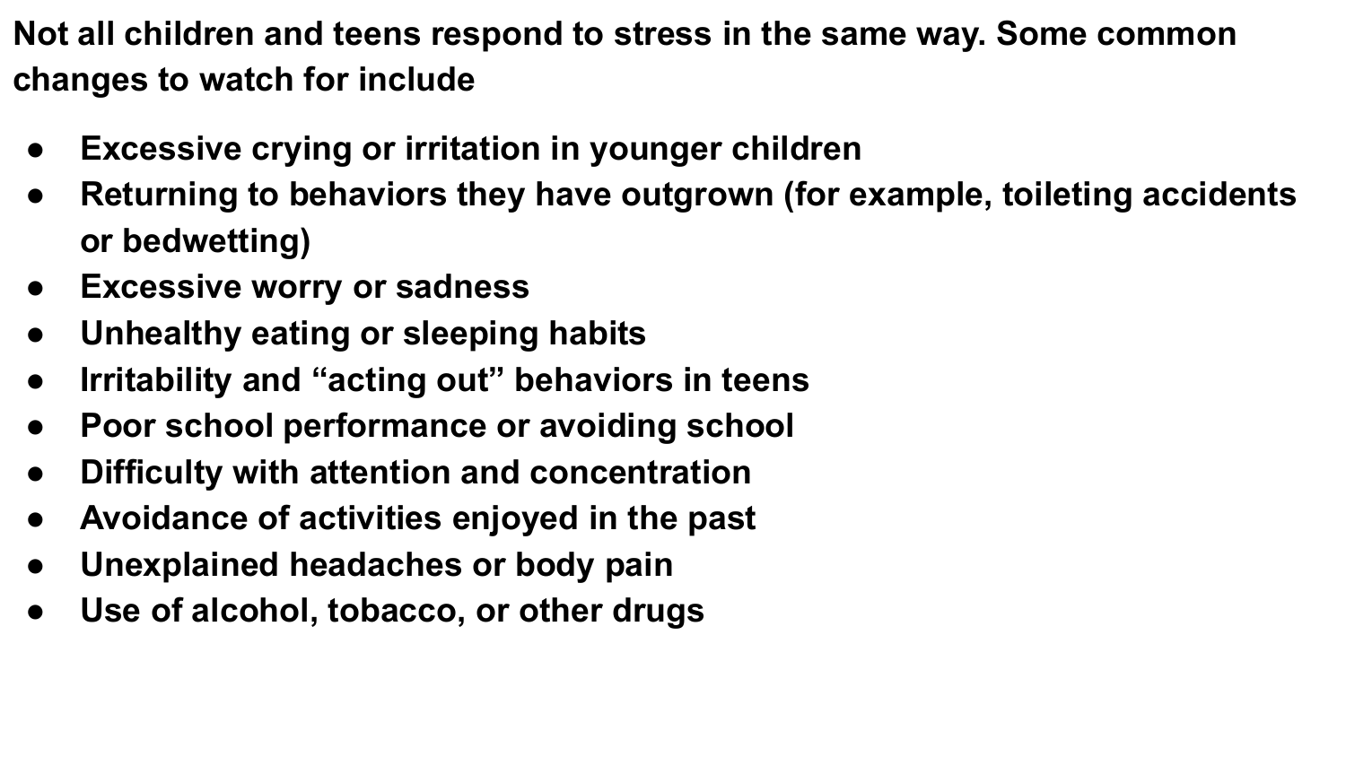**Not all children and teens respond to stress in the same way. Some common changes to watch for include**

- **Excessive crying or irritation in younger children**
- **Returning to behaviors they have outgrown (for example, toileting accidents or bedwetting)**
- **Excessive worry or sadness**
- **Unhealthy eating or sleeping habits**
- **Irritability and "acting out" behaviors in teens**
- **Poor school performance or avoiding school**
- **Difficulty with attention and concentration**
- **Avoidance of activities enjoyed in the past**
- **Unexplained headaches or body pain**
- **Use of alcohol, tobacco, or other drugs**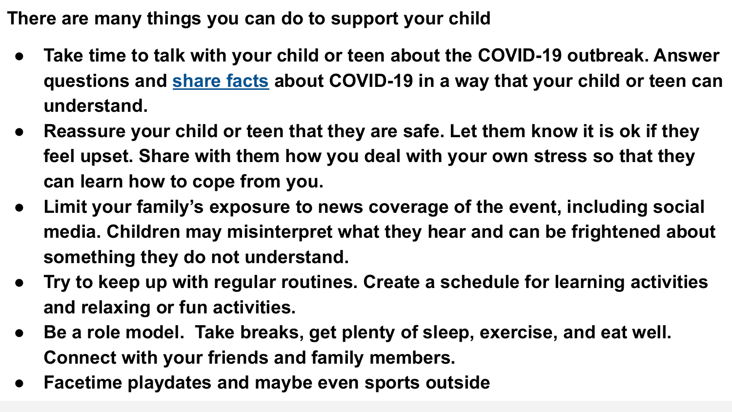**There are many things you can do to support your child**

- **Take time to talk with your child or teen about the COVID-19 outbreak. Answer questions and share facts about COVID-19 in a way that your child or teen can understand.**
- **Reassure your child or teen that they are safe. Let them know it is ok if they feel upset. Share with them how you deal with your own stress so that they can learn how to cope from you.**
- **Limit your family's exposure to news coverage of the event, including social media. Children may misinterpret what they hear and can be frightened about something they do not understand.**
- **Try to keep up with regular routines. Create a schedule for learning activities and relaxing or fun activities.**
- **Be a role model. Take breaks, get plenty of sleep, exercise, and eat well. Connect with your friends and family members.**
- **Facetime playdates and maybe even sports outside**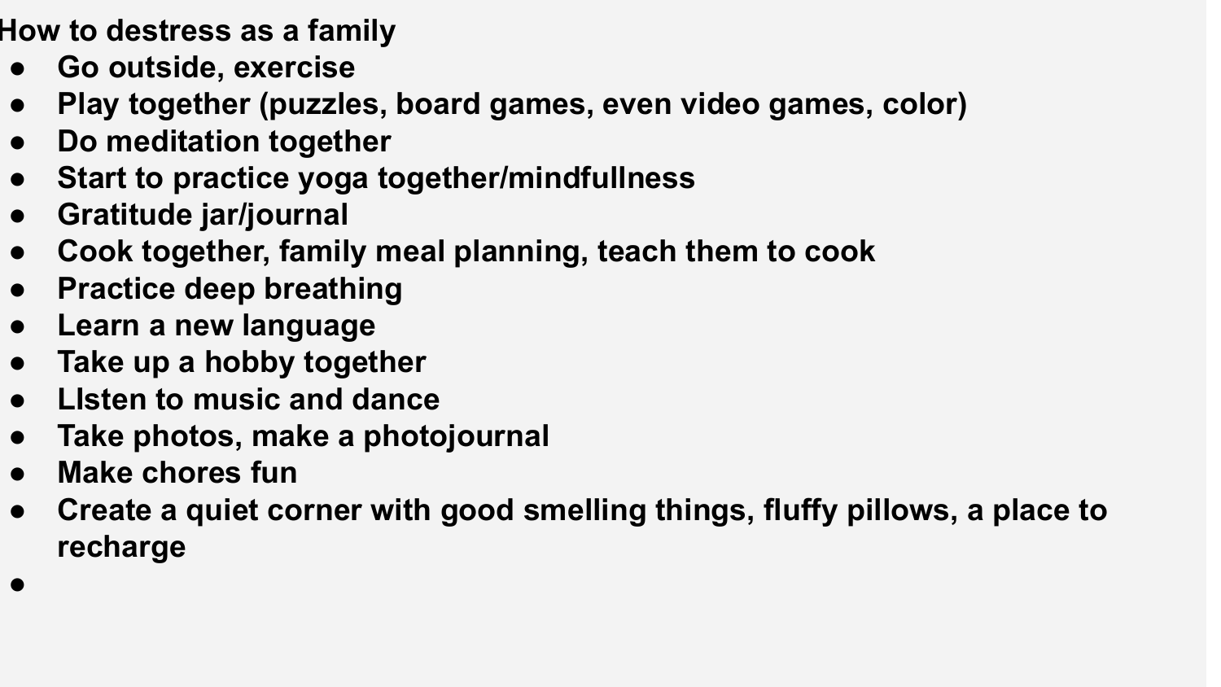**How to destress as a family**

- **Go outside, exercise**
- **Play together (puzzles, board games, even video games, color)**
- **Do meditation together**
- **Start to practice yoga together/mindfullness**
- **Gratitude jar/journal**
- **Cook together, family meal planning, teach them to cook**
- **Practice deep breathing**
- **Learn a new language**
- **Take up a hobby together**
- **LIsten to music and dance**
- **Take photos, make a photojournal**
- **Make chores fun**
- **Create a quiet corner with good smelling things, fluffy pillows, a place to recharge**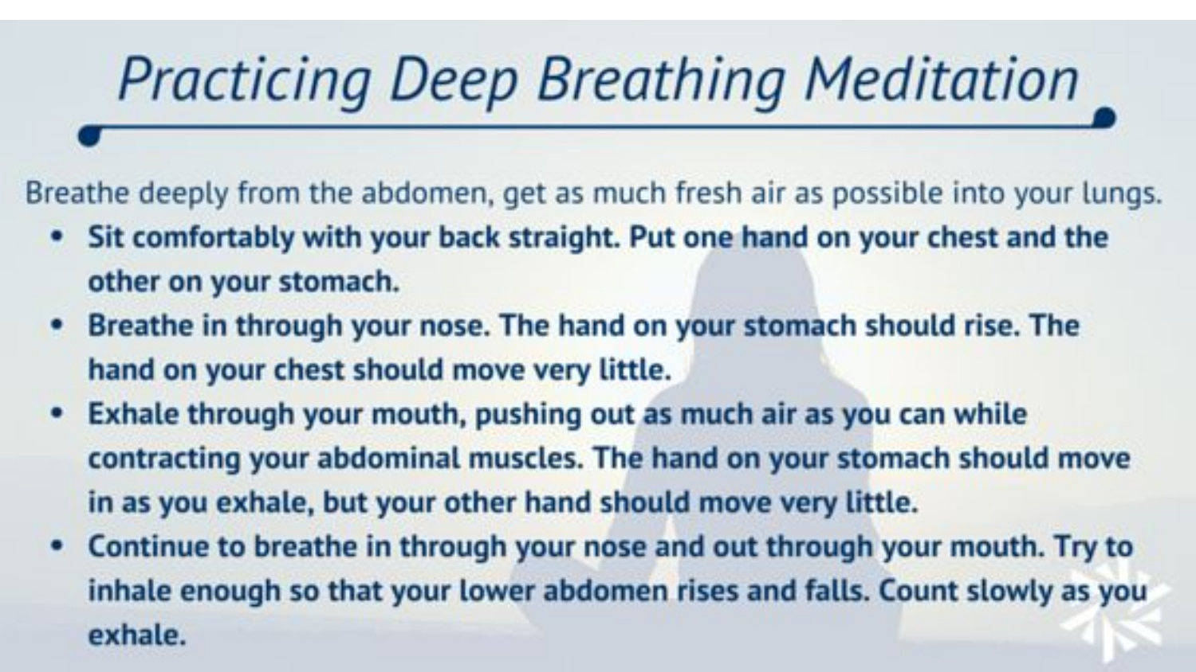# *Practicing Deep Breathing Meditation*

Breathe deeply from the abdomen, get as much fresh air as possible into your lungs.

- **Sit comfortably with your back straight. Put one hand on your chest and the other on your stomach.**
- **Breathe in through your nose. The hand on your stomach should rise. The hand on your chest should move very little.**
- **Exhale through your mouth, pushing out as much air as you can while contracting your abdominal muscles. The hand on your stomach should move in as you exhale, but your other hand should move very little.**
- **Continue to breathe in through your nose and out through your mouth. Try to inhale enough so that your lower abdomen rises and falls. Count slowly as you exhale.**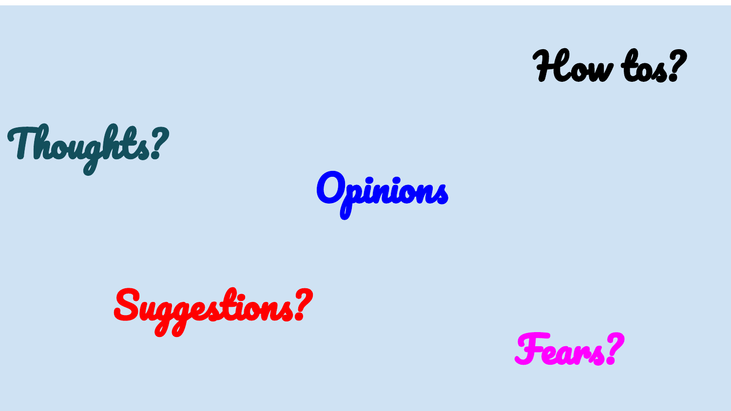How tos?

Thoughts?

Opinions

Suggestions?

Fears?